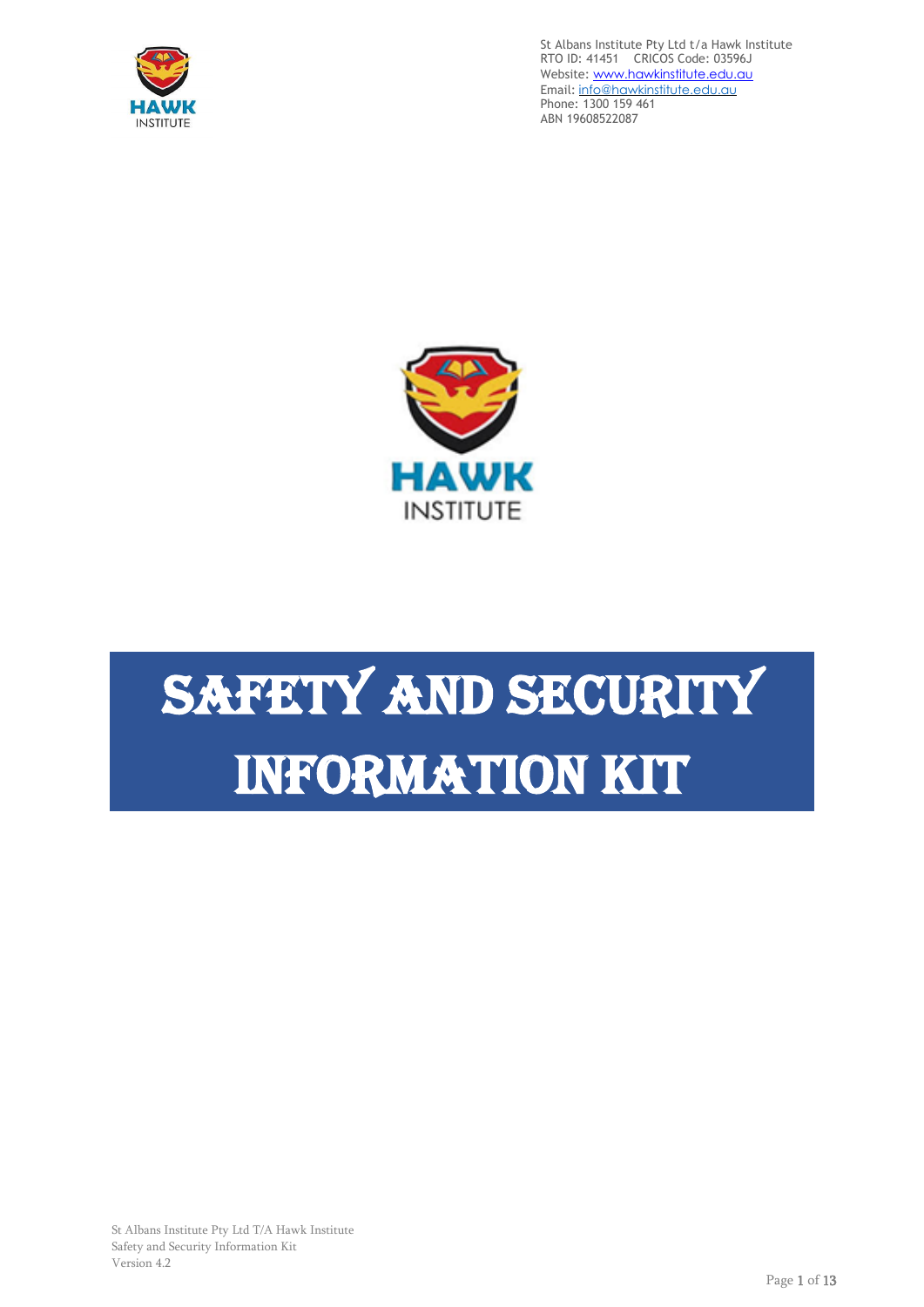St Albans Institute Pty Ltd t/a Hawk Institute
RTO ID: 41451 CRICOS Code: 03596J
Website: www.hawkinstitute.edu.au
Email: info@hawkinstitute.edu.au
Phone: 1300 159 461
ABN 19608522087

HAWK
INSTITUTE

# SAFETY AND SECURITY INFORMATION KIT

St Albans Institute Pty Ltd T/A Hawk Institute
Safety and Security Information Kit
Version 4.2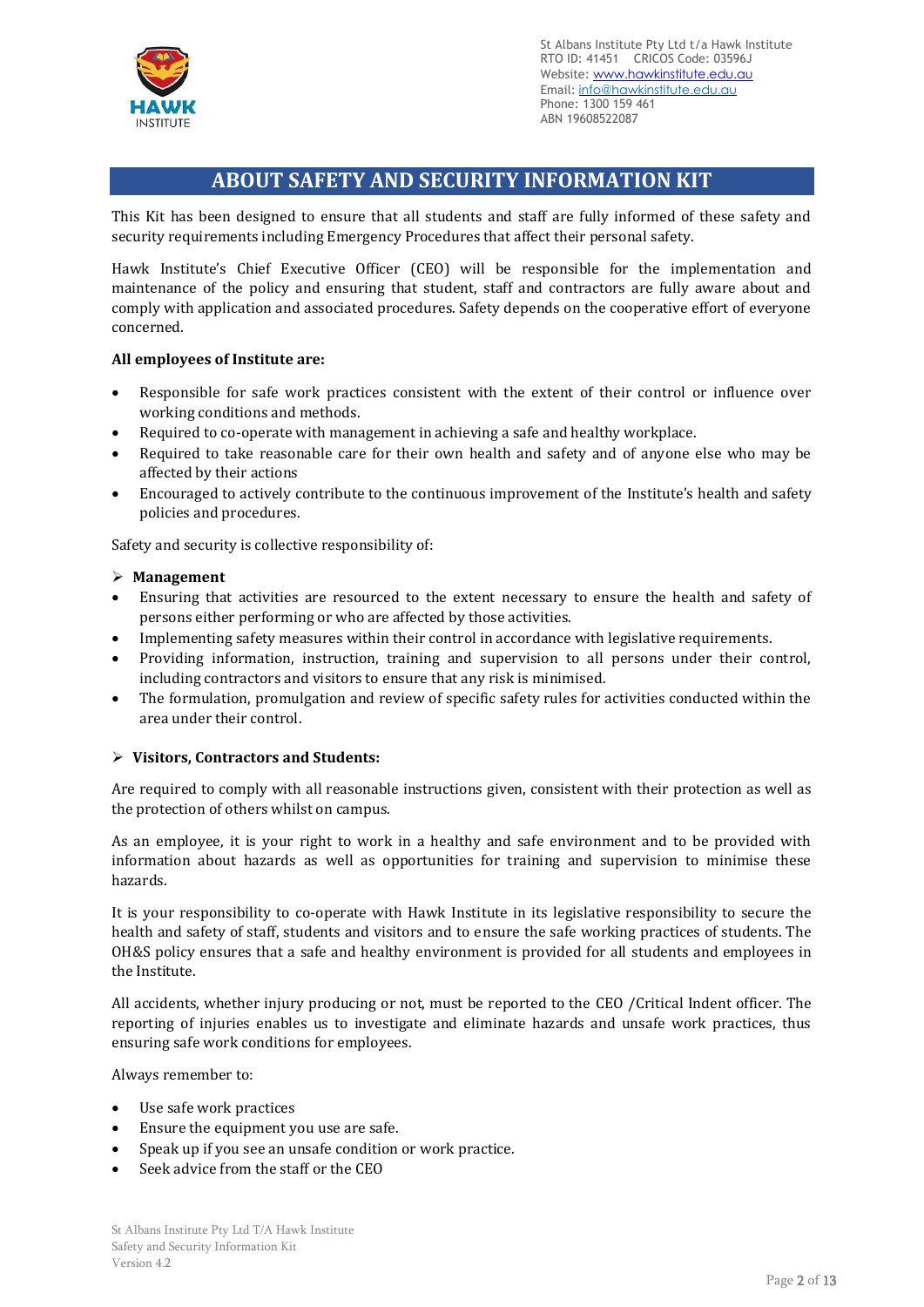# ABOUT SAFETY AND SECURITY INFORMATION KIT

This Kit has been designed to ensure that all students and staff are fully informed of these safety and security requirements including Emergency Procedures that affect their personal safety.

Hawk Institute's Chief Executive Officer (CEO) will be responsible for the implementation and maintenance of the policy and ensuring that student, staff and contractors are fully aware about and comply with application and associated procedures. Safety depends on the cooperative effort of everyone concerned.

**All employees of Institute are:**

- Responsible for safe work practices consistent with the extent of their control or influence over working conditions and methods.
- Required to co-operate with management in achieving a safe and healthy workplace.
- Required to take reasonable care for their own health and safety and of anyone else who may be affected by their actions
- Encouraged to actively contribute to the continuous improvement of the Institute's health and safety policies and procedures.

Safety and security is collective responsibility of:

- **Management**

- Ensuring that activities are resourced to the extent necessary to ensure the health and safety of persons either performing or who are affected by those activities.
- Implementing safety measures within their control in accordance with legislative requirements.
- Providing information, instruction, training and supervision to all persons under their control, including contractors and visitors to ensure that any risk is minimised.
- The formulation, promulgation and review of specific safety rules for activities conducted within the area under their control.

- **Visitors, Contractors and Students:**

Are required to comply with all reasonable instructions given, consistent with their protection as well as the protection of others whilst on campus.

As an employee, it is your right to work in a healthy and safe environment and to be provided with information about hazards as well as opportunities for training and supervision to minimise these hazards.

It is your responsibility to co-operate with Hawk Institute in its legislative responsibility to secure the health and safety of staff, students and visitors and to ensure the safe working practices of students. The OH&S policy ensures that a safe and healthy environment is provided for all students and employees in the Institute.

All accidents, whether injury producing or not, must be reported to the CEO /Critical Indent officer. The reporting of injuries enables us to investigate and eliminate hazards and unsafe work practices, thus ensuring safe work conditions for employees.

Always remember to:

- Use safe work practices
- Ensure the equipment you use are safe.
- Speak up if you see an unsafe condition or work practice.
- Seek advice from the staff or the CEO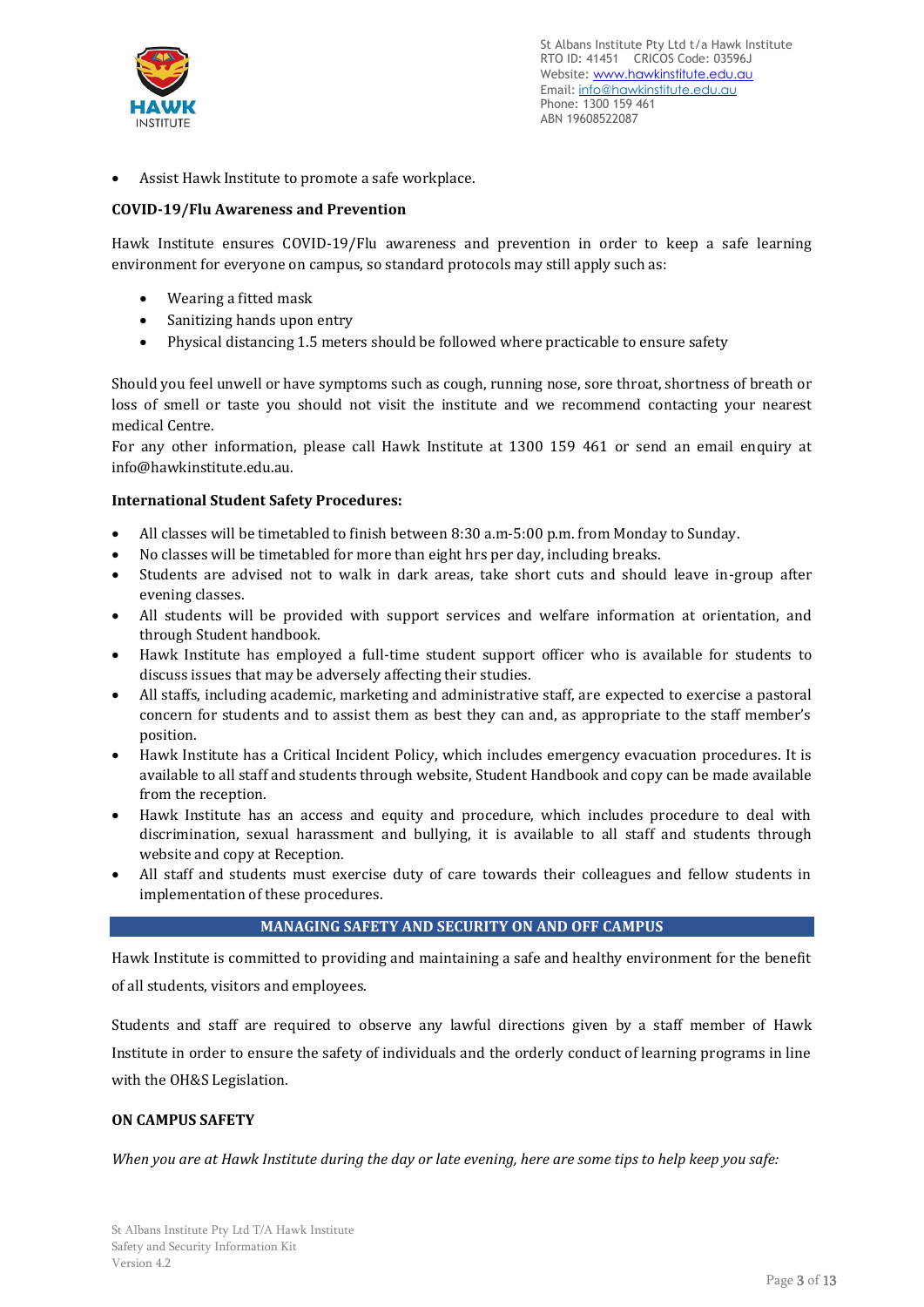- Assist Hawk Institute to promote a safe workplace.

**COVID-19/Flu Awareness and Prevention**

Hawk Institute ensures COVID-19/Flu awareness and prevention in order to keep a safe learning environment for everyone on campus, so standard protocols may still apply such as:

- Wearing a fitted mask
- Sanitizing hands upon entry
- Physical distancing 1.5 meters should be followed where practicable to ensure safety

Should you feel unwell or have symptoms such as cough, running nose, sore throat, shortness of breath or loss of smell or taste you should not visit the institute and we recommend contacting your nearest medical Centre.
For any other information, please call Hawk Institute at 1300 159 461 or send an email enquiry at info@hawkinstitute.edu.au.

**International Student Safety Procedures:**

- All classes will be timetabled to finish between 8:30 a.m-5:00 p.m. from Monday to Sunday.
- No classes will be timetabled for more than eight hrs per day, including breaks.
- Students are advised not to walk in dark areas, take short cuts and should leave in-group after evening classes.
- All students will be provided with support services and welfare information at orientation, and through Student handbook.
- Hawk Institute has employed a full-time student support officer who is available for students to discuss issues that may be adversely affecting their studies.
- All staffs, including academic, marketing and administrative staff, are expected to exercise a pastoral concern for students and to assist them as best they can and, as appropriate to the staff member's position.
- Hawk Institute has a Critical Incident Policy, which includes emergency evacuation procedures. It is available to all staff and students through website, Student Handbook and copy can be made available from the reception.
- Hawk Institute has an access and equity and procedure, which includes procedure to deal with discrimination, sexual harassment and bullying, it is available to all staff and students through website and copy at Reception.
- All staff and students must exercise duty of care towards their colleagues and fellow students in implementation of these procedures.

## MANAGING SAFETY AND SECURITY ON AND OFF CAMPUS

Hawk Institute is committed to providing and maintaining a safe and healthy environment for the benefit of all students, visitors and employees.

Students and staff are required to observe any lawful directions given by a staff member of Hawk Institute in order to ensure the safety of individuals and the orderly conduct of learning programs in line with the OH&S Legislation.

### ON CAMPUS SAFETY

*When you are at Hawk Institute during the day or late evening, here are some tips to help keep you safe:*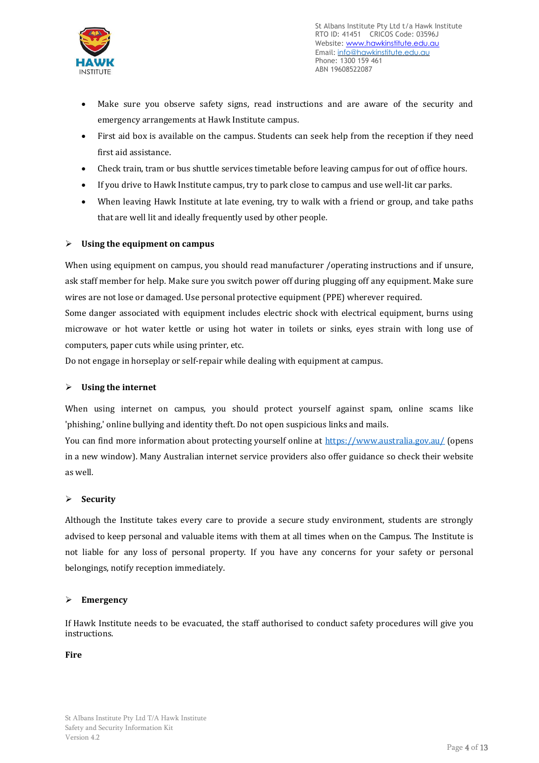- Make sure you observe safety signs, read instructions and are aware of the security and emergency arrangements at Hawk Institute campus.
- First aid box is available on the campus. Students can seek help from the reception if they need first aid assistance.
- Check train, tram or bus shuttle services timetable before leaving campus for out of office hours.
- If you drive to Hawk Institute campus, try to park close to campus and use well-lit car parks.
- When leaving Hawk Institute at late evening, try to walk with a friend or group, and take paths that are well lit and ideally frequently used by other people.

### Using the equipment on campus

When using equipment on campus, you should read manufacturer /operating instructions and if unsure, ask staff member for help. Make sure you switch power off during plugging off any equipment. Make sure wires are not lose or damaged. Use personal protective equipment (PPE) wherever required.
Some danger associated with equipment includes electric shock with electrical equipment, burns using microwave or hot water kettle or using hot water in toilets or sinks, eyes strain with long use of computers, paper cuts while using printer, etc.
Do not engage in horseplay or self-repair while dealing with equipment at campus.

### Using the internet

When using internet on campus, you should protect yourself against spam, online scams like 'phishing,' online bullying and identity theft. Do not open suspicious links and mails.
You can find more information about protecting yourself online at https://www.australia.gov.au/ (opens in a new window). Many Australian internet service providers also offer guidance so check their website as well.

### Security

Although the Institute takes every care to provide a secure study environment, students are strongly advised to keep personal and valuable items with them at all times when on the Campus. The Institute is not liable for any loss of personal property. If you have any concerns for your safety or personal belongings, notify reception immediately.

### Emergency

If Hawk Institute needs to be evacuated, the staff authorised to conduct safety procedures will give you instructions.

**Fire**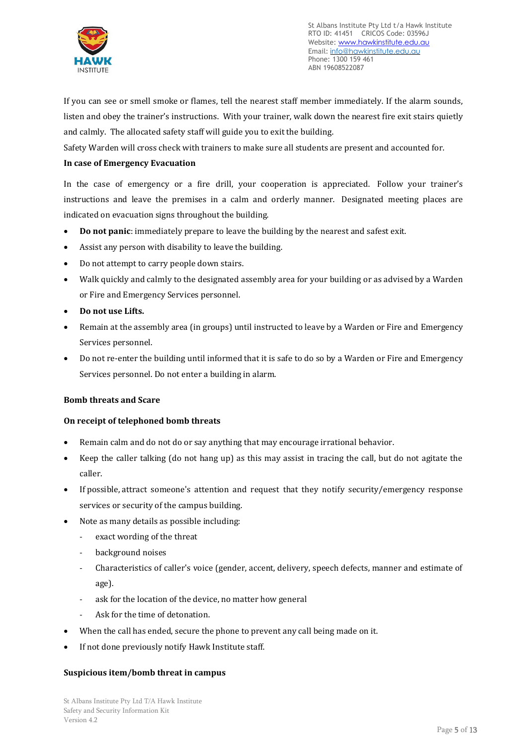If you can see or smell smoke or flames, tell the nearest staff member immediately. If the alarm sounds, listen and obey the trainer's instructions. With your trainer, walk down the nearest fire exit stairs quietly and calmly. The allocated safety staff will guide you to exit the building.

Safety Warden will cross check with trainers to make sure all students are present and accounted for.

**In case of Emergency Evacuation**

In the case of emergency or a fire drill, your cooperation is appreciated. Follow your trainer's instructions and leave the premises in a calm and orderly manner. Designated meeting places are indicated on evacuation signs throughout the building.

- **Do not panic**: immediately prepare to leave the building by the nearest and safest exit.
- Assist any person with disability to leave the building.
- Do not attempt to carry people down stairs.
- Walk quickly and calmly to the designated assembly area for your building or as advised by a Warden or Fire and Emergency Services personnel.
- **Do not use Lifts.**
- Remain at the assembly area (in groups) until instructed to leave by a Warden or Fire and Emergency Services personnel.
- Do not re-enter the building until informed that it is safe to do so by a Warden or Fire and Emergency Services personnel. Do not enter a building in alarm.

**Bomb threats and Scare**

**On receipt of telephoned bomb threats**

- Remain calm and do not do or say anything that may encourage irrational behavior.
- Keep the caller talking (do not hang up) as this may assist in tracing the call, but do not agitate the caller.
- If possible, attract someone's attention and request that they notify security/emergency response services or security of the campus building.
- Note as many details as possible including:
  - exact wording of the threat
  - background noises
  - Characteristics of caller's voice (gender, accent, delivery, speech defects, manner and estimate of age).
  - ask for the location of the device, no matter how general
  - Ask for the time of detonation.
- When the call has ended, secure the phone to prevent any call being made on it.
- If not done previously notify Hawk Institute staff.

**Suspicious item/bomb threat in campus**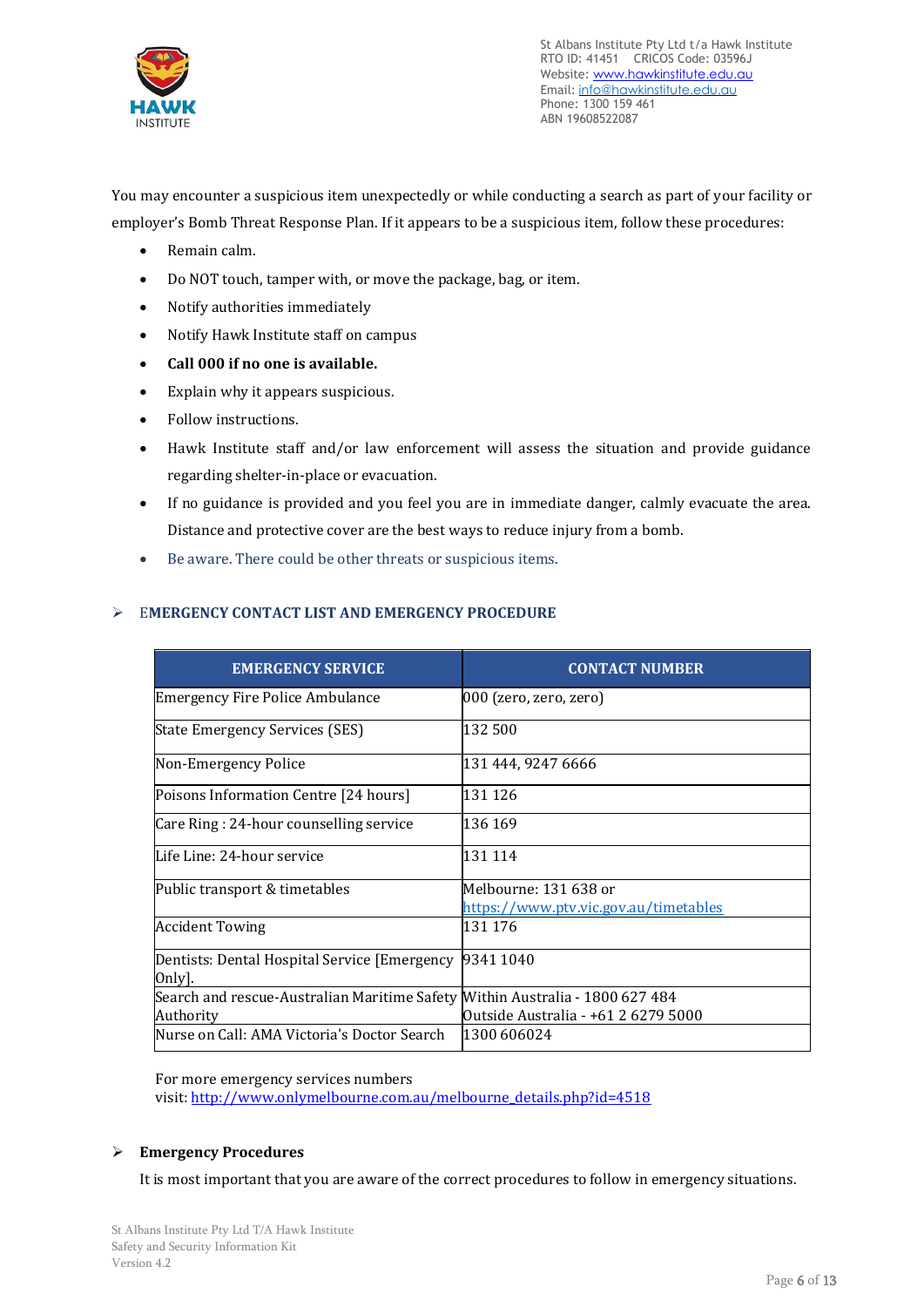You may encounter a suspicious item unexpectedly or while conducting a search as part of your facility or employer's Bomb Threat Response Plan. If it appears to be a suspicious item, follow these procedures:

- Remain calm.
- Do NOT touch, tamper with, or move the package, bag, or item.
- Notify authorities immediately
- Notify Hawk Institute staff on campus
- **Call 000 if no one is available.**
- Explain why it appears suspicious.
- Follow instructions.
- Hawk Institute staff and/or law enforcement will assess the situation and provide guidance regarding shelter-in-place or evacuation.
- If no guidance is provided and you feel you are in immediate danger, calmly evacuate the area. Distance and protective cover are the best ways to reduce injury from a bomb.
- Be aware. There could be other threats or suspicious items.

## EMERGENCY CONTACT LIST AND EMERGENCY PROCEDURE

| EMERGENCY SERVICE | CONTACT NUMBER |
|---|---|
| Emergency Fire Police Ambulance | 000 (zero, zero, zero) |
| State Emergency Services (SES) | 132 500 |
| Non-Emergency Police | 131 444, 9247 6666 |
| Poisons Information Centre [24 hours] | 131 126 |
| Care Ring : 24-hour counselling service | 136 169 |
| Life Line: 24-hour service | 131 114 |
| Public transport & timetables | Melbourne: 131 638 or https://www.ptv.vic.gov.au/timetables |
| Accident Towing | 131 176 |
| Dentists: Dental Hospital Service [Emergency Only]. | 9341 1040 |
| Search and rescue-Australian Maritime Safety Authority | Within Australia - 1800 627 484<br>Outside Australia - +61 2 6279 5000 |
| Nurse on Call: AMA Victoria's Doctor Search | 1300 606024 |

For more emergency services numbers visit: http://www.onlymelbourne.com.au/melbourne_details.php?id=4518

## Emergency Procedures

It is most important that you are aware of the correct procedures to follow in emergency situations.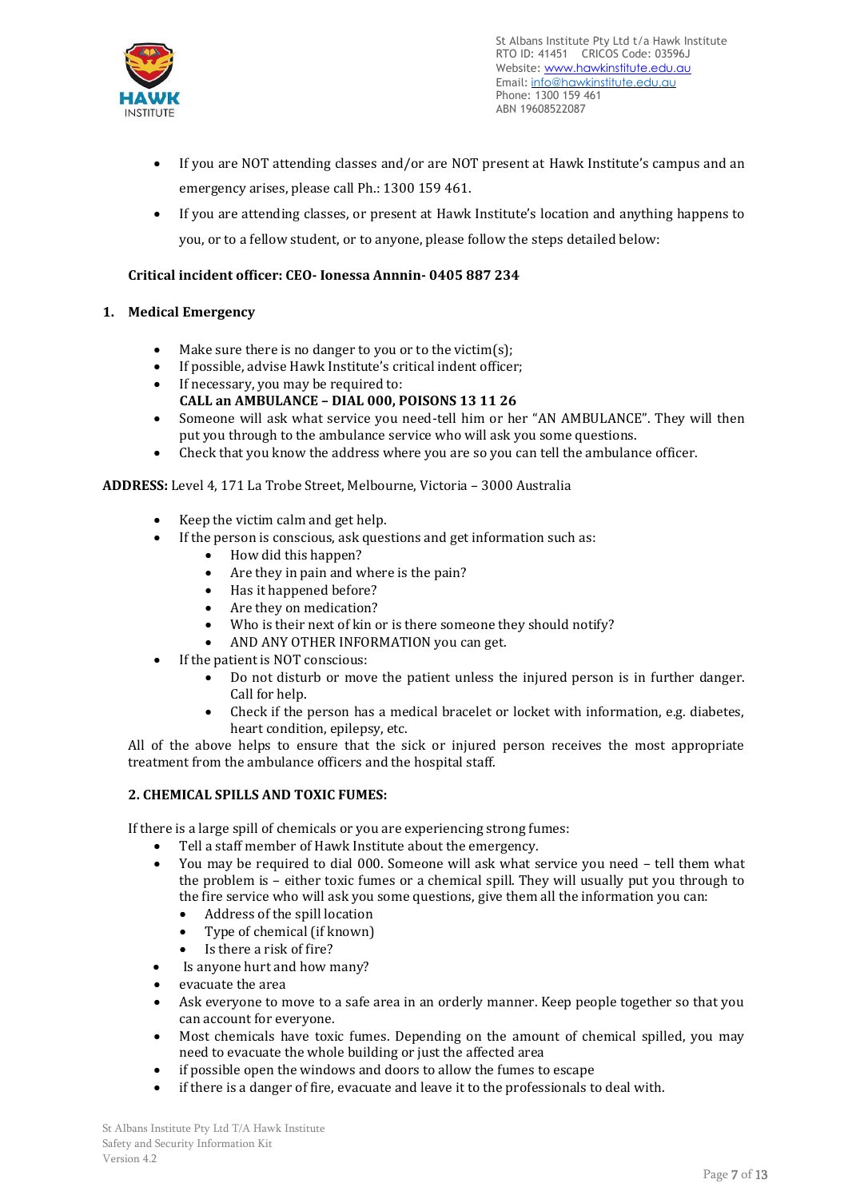- If you are NOT attending classes and/or are NOT present at Hawk Institute's campus and an emergency arises, please call Ph.: 1300 159 461.
- If you are attending classes, or present at Hawk Institute's location and anything happens to you, or to a fellow student, or to anyone, please follow the steps detailed below:

**Critical incident officer: CEO- Ionessa Annnin- 0405 887 234**

## 1. Medical Emergency

- Make sure there is no danger to you or to the victim(s);
- If possible, advise Hawk Institute's critical indent officer;
- If necessary, you may be required to:
  **CALL an AMBULANCE – DIAL 000, POISONS 13 11 26**
- Someone will ask what service you need-tell him or her "AN AMBULANCE". They will then put you through to the ambulance service who will ask you some questions.
- Check that you know the address where you are so you can tell the ambulance officer.

**ADDRESS:** Level 4, 171 La Trobe Street, Melbourne, Victoria – 3000 Australia

- Keep the victim calm and get help.
- If the person is conscious, ask questions and get information such as:
  - How did this happen?
  - Are they in pain and where is the pain?
  - Has it happened before?
  - Are they on medication?
  - Who is their next of kin or is there someone they should notify?
  - AND ANY OTHER INFORMATION you can get.
- If the patient is NOT conscious:
  - Do not disturb or move the patient unless the injured person is in further danger. Call for help.
  - Check if the person has a medical bracelet or locket with information, e.g. diabetes, heart condition, epilepsy, etc.

All of the above helps to ensure that the sick or injured person receives the most appropriate treatment from the ambulance officers and the hospital staff.

## 2. CHEMICAL SPILLS AND TOXIC FUMES:

If there is a large spill of chemicals or you are experiencing strong fumes:

- Tell a staff member of Hawk Institute about the emergency.
- You may be required to dial 000. Someone will ask what service you need – tell them what the problem is – either toxic fumes or a chemical spill. They will usually put you through to the fire service who will ask you some questions, give them all the information you can:
  - Address of the spill location
  - Type of chemical (if known)
  - Is there a risk of fire?
- Is anyone hurt and how many?
- evacuate the area
- Ask everyone to move to a safe area in an orderly manner. Keep people together so that you can account for everyone.
- Most chemicals have toxic fumes. Depending on the amount of chemical spilled, you may need to evacuate the whole building or just the affected area
- if possible open the windows and doors to allow the fumes to escape
- if there is a danger of fire, evacuate and leave it to the professionals to deal with.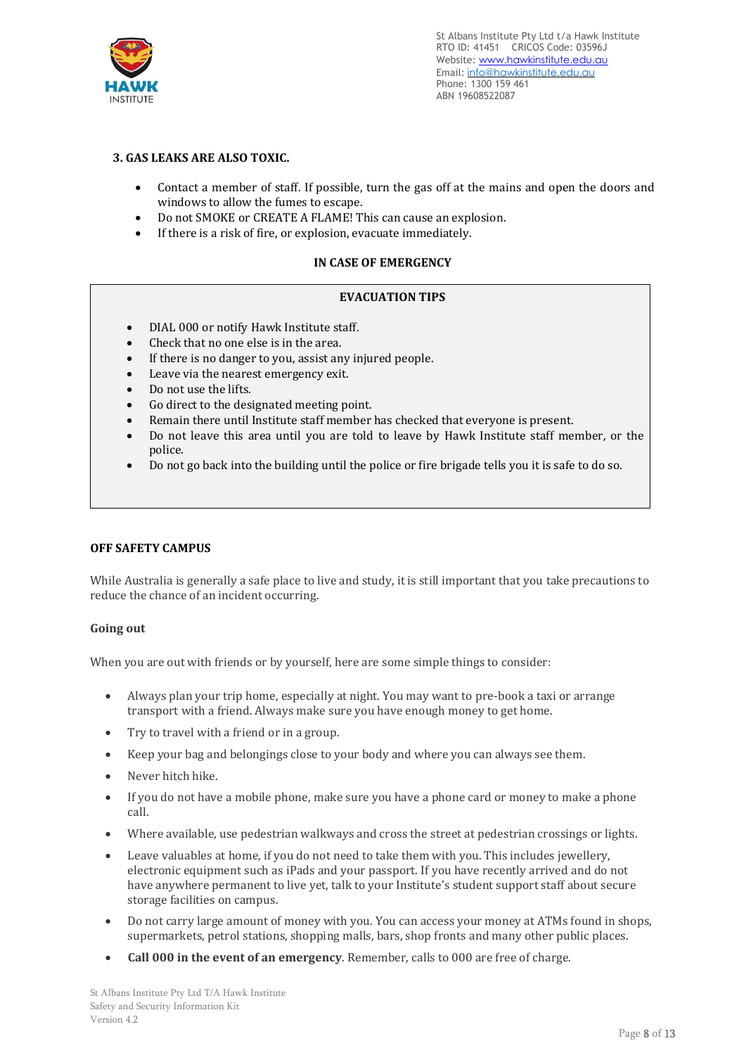### 3. GAS LEAKS ARE ALSO TOXIC.

- Contact a member of staff. If possible, turn the gas off at the mains and open the doors and windows to allow the fumes to escape.
- Do not SMOKE or CREATE A FLAME! This can cause an explosion.
- If there is a risk of fire, or explosion, evacuate immediately.

**IN CASE OF EMERGENCY**

**EVACUATION TIPS**

- DIAL 000 or notify Hawk Institute staff.
- Check that no one else is in the area.
- If there is no danger to you, assist any injured people.
- Leave via the nearest emergency exit.
- Do not use the lifts.
- Go direct to the designated meeting point.
- Remain there until Institute staff member has checked that everyone is present.
- Do not leave this area until you are told to leave by Hawk Institute staff member, or the police.
- Do not go back into the building until the police or fire brigade tells you it is safe to do so.

### OFF SAFETY CAMPUS

While Australia is generally a safe place to live and study, it is still important that you take precautions to reduce the chance of an incident occurring.

#### Going out

When you are out with friends or by yourself, here are some simple things to consider:

- Always plan your trip home, especially at night. You may want to pre-book a taxi or arrange transport with a friend. Always make sure you have enough money to get home.
- Try to travel with a friend or in a group.
- Keep your bag and belongings close to your body and where you can always see them.
- Never hitch hike.
- If you do not have a mobile phone, make sure you have a phone card or money to make a phone call.
- Where available, use pedestrian walkways and cross the street at pedestrian crossings or lights.
- Leave valuables at home, if you do not need to take them with you. This includes jewellery, electronic equipment such as iPads and your passport. If you have recently arrived and do not have anywhere permanent to live yet, talk to your Institute's student support staff about secure storage facilities on campus.
- Do not carry large amount of money with you. You can access your money at ATMs found in shops, supermarkets, petrol stations, shopping malls, bars, shop fronts and many other public places.
- **Call 000 in the event of an emergency**. Remember, calls to 000 are free of charge.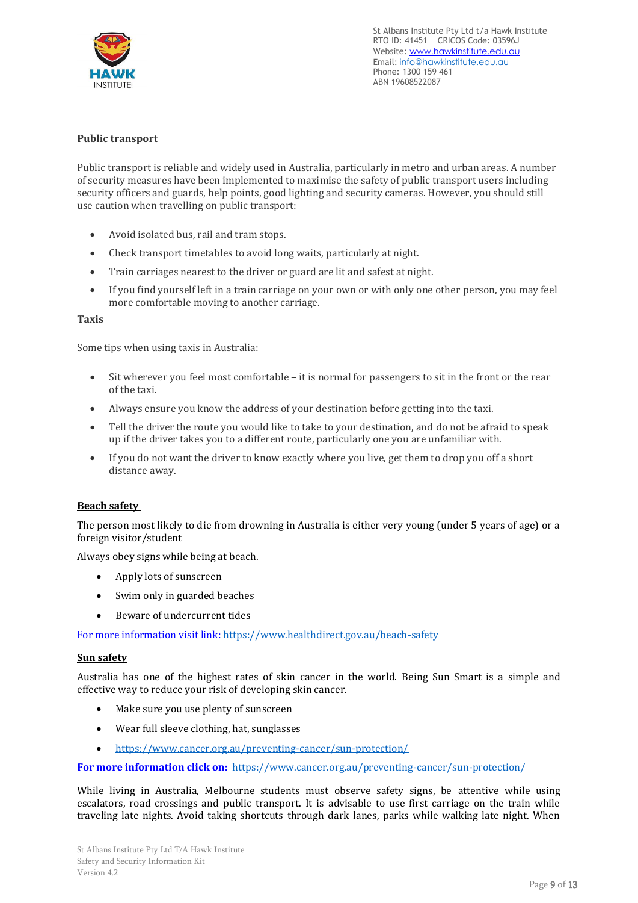**Public transport**

Public transport is reliable and widely used in Australia, particularly in metro and urban areas. A number of security measures have been implemented to maximise the safety of public transport users including security officers and guards, help points, good lighting and security cameras. However, you should still use caution when travelling on public transport:

- Avoid isolated bus, rail and tram stops.
- Check transport timetables to avoid long waits, particularly at night.
- Train carriages nearest to the driver or guard are lit and safest at night.
- If you find yourself left in a train carriage on your own or with only one other person, you may feel more comfortable moving to another carriage.

**Taxis**

Some tips when using taxis in Australia:

- Sit wherever you feel most comfortable – it is normal for passengers to sit in the front or the rear of the taxi.
- Always ensure you know the address of your destination before getting into the taxi.
- Tell the driver the route you would like to take to your destination, and do not be afraid to speak up if the driver takes you to a different route, particularly one you are unfamiliar with.
- If you do not want the driver to know exactly where you live, get them to drop you off a short distance away.

**Beach safety**

The person most likely to die from drowning in Australia is either very young (under 5 years of age) or a foreign visitor/student

Always obey signs while being at beach.

- Apply lots of sunscreen
- Swim only in guarded beaches
- Beware of undercurrent tides

For more information visit link: https://www.healthdirect.gov.au/beach-safety

**Sun safety**

Australia has one of the highest rates of skin cancer in the world. Being Sun Smart is a simple and effective way to reduce your risk of developing skin cancer.

- Make sure you use plenty of sunscreen
- Wear full sleeve clothing, hat, sunglasses
- https://www.cancer.org.au/preventing-cancer/sun-protection/

**For more information click on:** https://www.cancer.org.au/preventing-cancer/sun-protection/

While living in Australia, Melbourne students must observe safety signs, be attentive while using escalators, road crossings and public transport. It is advisable to use first carriage on the train while traveling late nights. Avoid taking shortcuts through dark lanes, parks while walking late night. When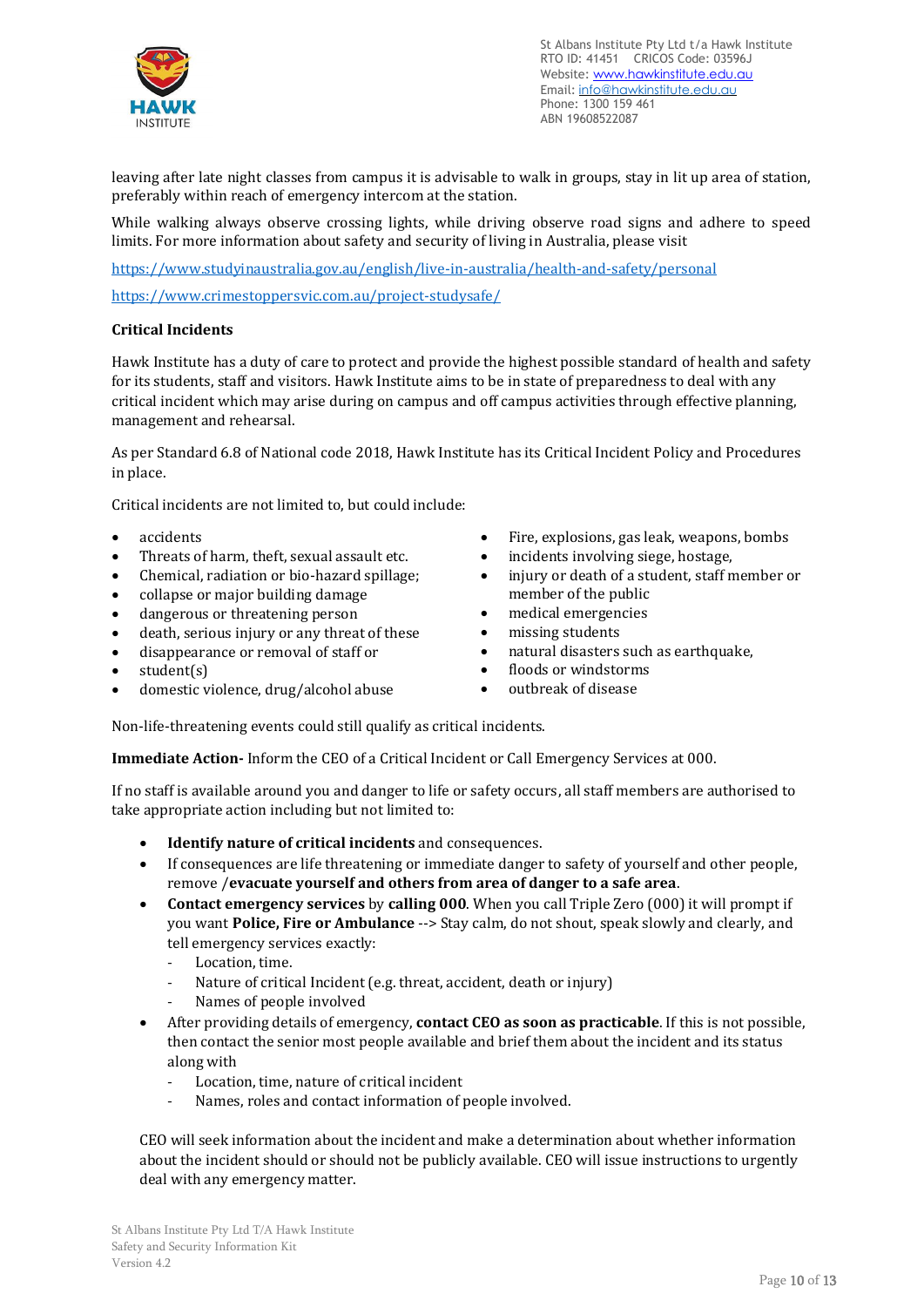leaving after late night classes from campus it is advisable to walk in groups, stay in lit up area of station, preferably within reach of emergency intercom at the station.

While walking always observe crossing lights, while driving observe road signs and adhere to speed limits. For more information about safety and security of living in Australia, please visit

https://www.studyinaustralia.gov.au/english/live-in-australia/health-and-safety/personal

https://www.crimestoppersvic.com.au/project-studysafe/

**Critical Incidents**

Hawk Institute has a duty of care to protect and provide the highest possible standard of health and safety for its students, staff and visitors. Hawk Institute aims to be in state of preparedness to deal with any critical incident which may arise during on campus and off campus activities through effective planning, management and rehearsal.

As per Standard 6.8 of National code 2018, Hawk Institute has its Critical Incident Policy and Procedures in place.

Critical incidents are not limited to, but could include:

- accidents
- Threats of harm, theft, sexual assault etc.
- Chemical, radiation or bio-hazard spillage;
- collapse or major building damage
- dangerous or threatening person
- death, serious injury or any threat of these
- disappearance or removal of staff or
- student(s)
- domestic violence, drug/alcohol abuse
- Fire, explosions, gas leak, weapons, bombs
- incidents involving siege, hostage,
- injury or death of a student, staff member or member of the public
- medical emergencies
- missing students
- natural disasters such as earthquake,
- floods or windstorms
- outbreak of disease

Non-life-threatening events could still qualify as critical incidents.

**Immediate Action-** Inform the CEO of a Critical Incident or Call Emergency Services at 000.

If no staff is available around you and danger to life or safety occurs, all staff members are authorised to take appropriate action including but not limited to:

- **Identify nature of critical incidents** and consequences.
- If consequences are life threatening or immediate danger to safety of yourself and other people, remove /**evacuate yourself and others from area of danger to a safe area**.
- **Contact emergency services** by **calling 000**. When you call Triple Zero (000) it will prompt if you want **Police, Fire or Ambulance** --> Stay calm, do not shout, speak slowly and clearly, and tell emergency services exactly:
  - Location, time.
  - Nature of critical Incident (e.g. threat, accident, death or injury)
  - Names of people involved
- After providing details of emergency, **contact CEO as soon as practicable**. If this is not possible, then contact the senior most people available and brief them about the incident and its status along with
  - Location, time, nature of critical incident
  - Names, roles and contact information of people involved.

CEO will seek information about the incident and make a determination about whether information about the incident should or should not be publicly available. CEO will issue instructions to urgently deal with any emergency matter.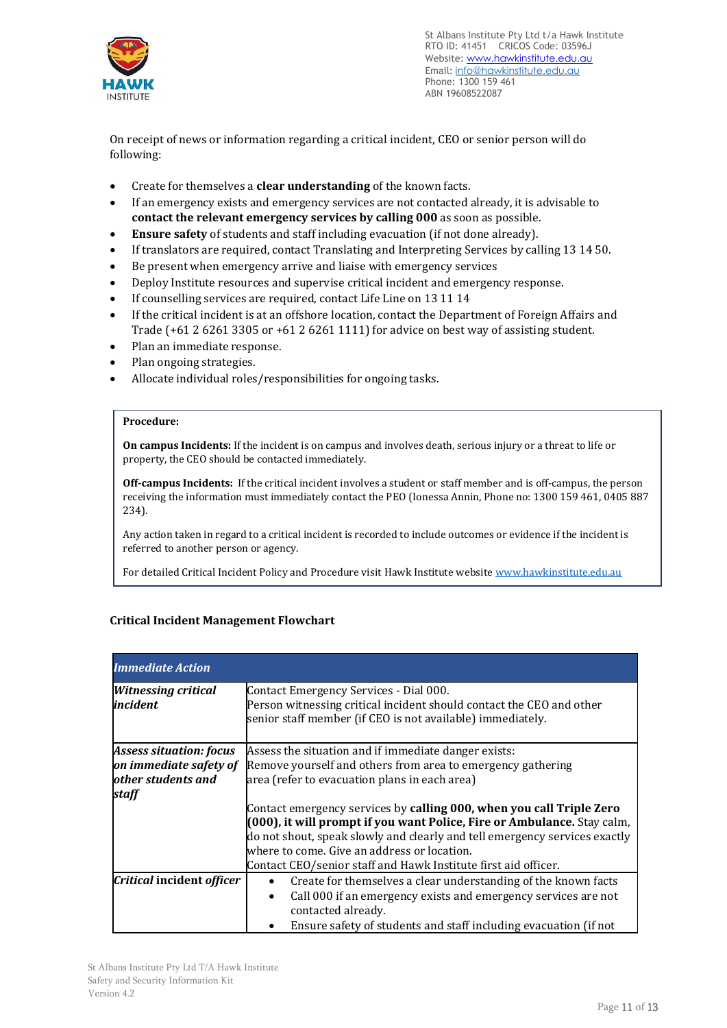On receipt of news or information regarding a critical incident, CEO or senior person will do following:

- Create for themselves a **clear understanding** of the known facts.
- If an emergency exists and emergency services are not contacted already, it is advisable to **contact the relevant emergency services by calling 000** as soon as possible.
- **Ensure safety** of students and staff including evacuation (if not done already).
- If translators are required, contact Translating and Interpreting Services by calling 13 14 50.
- Be present when emergency arrive and liaise with emergency services
- Deploy Institute resources and supervise critical incident and emergency response.
- If counselling services are required, contact Life Line on 13 11 14
- If the critical incident is at an offshore location, contact the Department of Foreign Affairs and Trade (+61 2 6261 3305 or +61 2 6261 1111) for advice on best way of assisting student.
- Plan an immediate response.
- Plan ongoing strategies.
- Allocate individual roles/responsibilities for ongoing tasks.

**Procedure:**

**On campus Incidents:** If the incident is on campus and involves death, serious injury or a threat to life or property, the CEO should be contacted immediately.

**Off-campus Incidents:** If the critical incident involves a student or staff member and is off-campus, the person receiving the information must immediately contact the PEO (Ionessa Annin, Phone no: 1300 159 461, 0405 887 234).

Any action taken in regard to a critical incident is recorded to include outcomes or evidence if the incident is referred to another person or agency.

For detailed Critical Incident Policy and Procedure visit Hawk Institute website www.hawkinstitute.edu.au

### Critical Incident Management Flowchart

| ***Immediate Action*** | |
|---|---|
| ***Witnessing critical incident*** | Contact Emergency Services - Dial 000.<br>Person witnessing critical incident should contact the CEO and other senior staff member (if CEO is not available) immediately. |
| ***Assess situation: focus on immediate safety of other students and staff*** | Assess the situation and if immediate danger exists:<br>Remove yourself and others from area to emergency gathering area (refer to evacuation plans in each area)<br><br>Contact emergency services by **calling 000, when you call Triple Zero (000), it will prompt if you want Police, Fire or Ambulance.** Stay calm, do not shout, speak slowly and clearly and tell emergency services exactly where to come. Give an address or location.<br>Contact CEO/senior staff and Hawk Institute first aid officer. |
| ***Critical incident officer*** | • Create for themselves a clear understanding of the known facts<br>• Call 000 if an emergency exists and emergency services are not contacted already.<br>• Ensure safety of students and staff including evacuation (if not |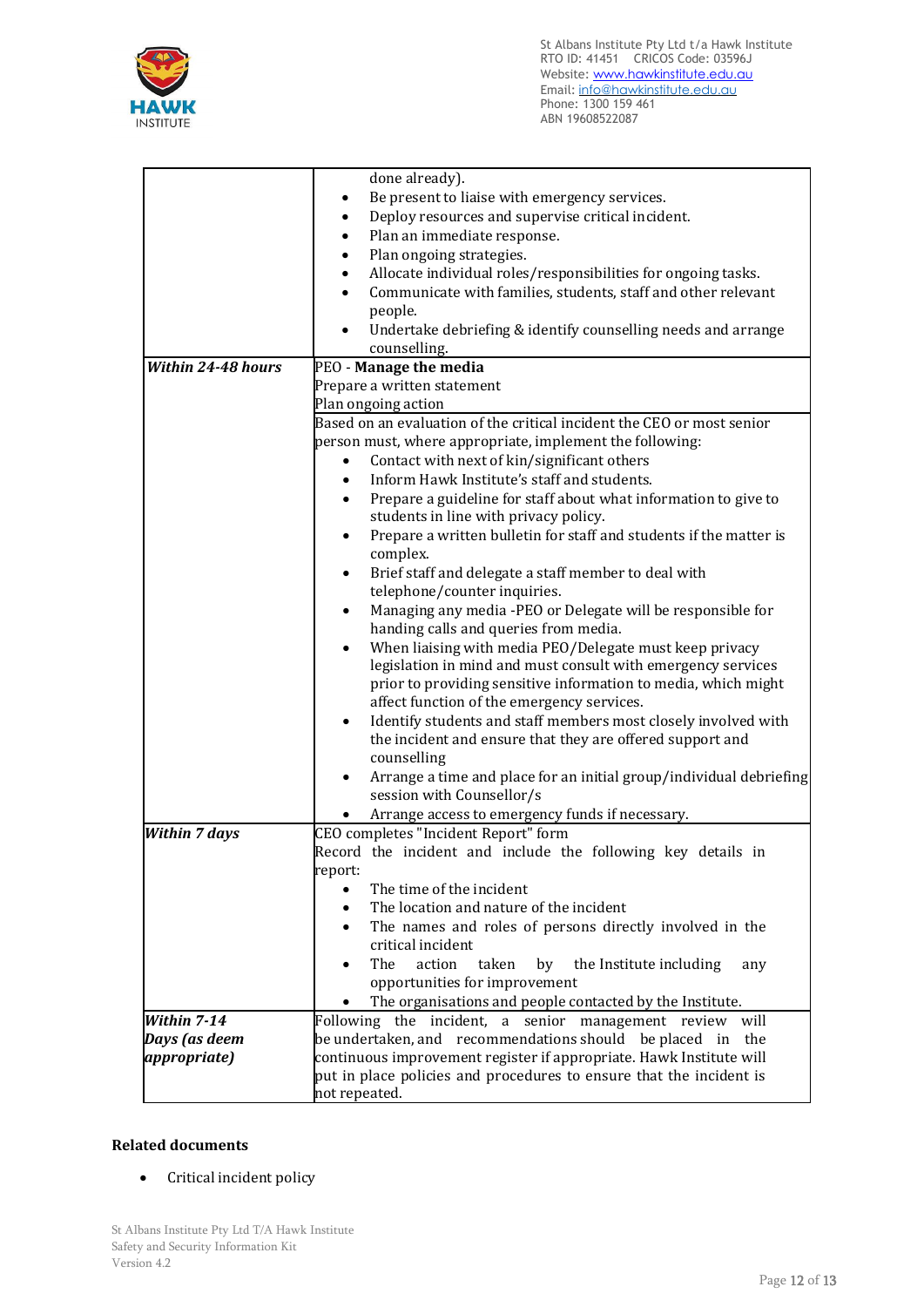| | |
|---|---|
| | done already).<br>• Be present to liaise with emergency services.<br>• Deploy resources and supervise critical incident.<br>• Plan an immediate response.<br>• Plan ongoing strategies.<br>• Allocate individual roles/responsibilities for ongoing tasks.<br>• Communicate with families, students, staff and other relevant people.<br>• Undertake debriefing & identify counselling needs and arrange counselling. |
| ***Within 24-48 hours*** | PEO - **Manage the media**<br>Prepare a written statement<br>Plan ongoing action |
| | Based on an evaluation of the critical incident the CEO or most senior person must, where appropriate, implement the following:<br>• Contact with next of kin/significant others<br>• Inform Hawk Institute's staff and students.<br>• Prepare a guideline for staff about what information to give to students in line with privacy policy.<br>• Prepare a written bulletin for staff and students if the matter is complex.<br>• Brief staff and delegate a staff member to deal with telephone/counter inquiries.<br>• Managing any media -PEO or Delegate will be responsible for handing calls and queries from media.<br>• When liaising with media PEO/Delegate must keep privacy legislation in mind and must consult with emergency services prior to providing sensitive information to media, which might affect function of the emergency services.<br>• Identify students and staff members most closely involved with the incident and ensure that they are offered support and counselling<br>• Arrange a time and place for an initial group/individual debriefing session with Counsellor/s<br>• Arrange access to emergency funds if necessary. |
| ***Within 7 days*** | CEO completes "Incident Report" form<br>Record the incident and include the following key details in report:<br>• The time of the incident<br>• The location and nature of the incident<br>• The names and roles of persons directly involved in the critical incident<br>• The action taken by the Institute including any opportunities for improvement<br>• The organisations and people contacted by the Institute. |
| ***Within 7-14 Days (as deem appropriate)*** | Following the incident, a senior management review will be undertaken, and recommendations should be placed in the continuous improvement register if appropriate. Hawk Institute will put in place policies and procedures to ensure that the incident is not repeated. |

**Related documents**

- Critical incident policy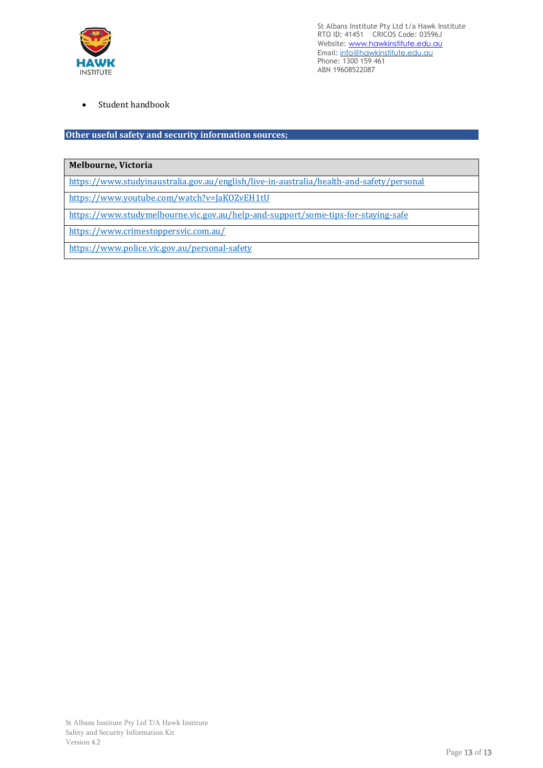- Student handbook

## Other useful safety and security information sources;

| Melbourne, Victoria |
|---|
| https://www.studyinaustralia.gov.au/english/live-in-australia/health-and-safety/personal |
| https://www.youtube.com/watch?v=JaKOZvEH1tU |
| https://www.studymelbourne.vic.gov.au/help-and-support/some-tips-for-staying-safe |
| https://www.crimestoppersvic.com.au/ |
| https://www.police.vic.gov.au/personal-safety |